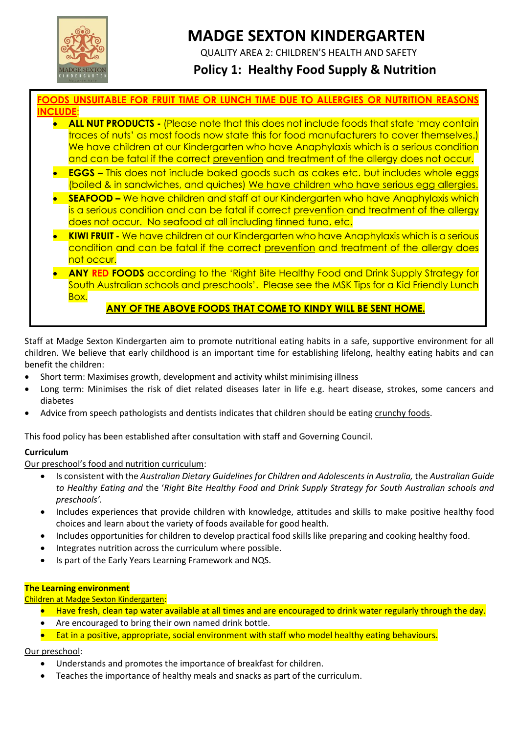# MADGE SEXTON KINDERGARTEN

QUALITY AREA 2: CHILDREN'S HEALTH AND SAFETY

## Policy 1: Healthy Food Supply & Nutrition

**FOODS UNSUITABLE FOR FRUIT TIME OR LUNCH TIME DUE TO ALLERGIES OR NUTRITION REASONS INCLUDE:**

- **ALL NUT PRODUCTS -** (Please note that this does not include foods that state 'may contain traces of nuts' as most foods now state this for food manufacturers to cover themselves.) We have children at our Kindergarten who have Anaphylaxis which is a serious condition and can be fatal if the correct prevention and treatment of the allergy does not occur.
- **EGGS –** This does not include baked goods such as cakes etc. but includes whole eggs (boiled & in sandwiches, and quiches) We have children who have serious egg allergies.
- **SEAFOOD –** We have children and staff at our Kindergarten who have Anaphylaxis which is a serious condition and can be fatal if correct prevention and treatment of the allergy does not occur. No seafood at all including tinned tuna, etc.
- **KIWI FRUIT -** We have children at our Kindergarten who have Anaphylaxis which is a serious condition and can be fatal if the correct prevention and treatment of the allergy does not occur.
- **ANY RED FOODS** according to the 'Right Bite Healthy Food and Drink Supply Strategy for South Australian schools and preschools'. Please see the MSK Tips for a Kid Friendly Lunch Box.

**ANY OF THE ABOVE FOODS THAT COME TO KINDY WILL BE SENT HOME.**

Staff at Madge Sexton Kindergarten aim to promote nutritional eating habits in a safe, supportive environment for all children. We believe that early childhood is an important time for establishing lifelong, healthy eating habits and can benefit the children:

- Short term: Maximises growth, development and activity whilst minimising illness
- Long term: Minimises the risk of diet related diseases later in life e.g. heart disease, strokes, some cancers and diabetes
- Advice from speech pathologists and dentists indicates that children should be eating crunchy foods.

This food policy has been established after consultation with staff and Governing Council.

**Curriculum**

Our preschool's food and nutrition curriculum:

- Is consistent with the *Australian Dietary Guidelines for Children and Adolescents in Australia,* the *Australian Guide to Healthy Eating and* the '*Right Bite Healthy Food and Drink Supply Strategy for South Australian schools and preschools'.*
- Includes experiences that provide children with knowledge, attitudes and skills to make positive healthy food choices and learn about the variety of foods available for good health.
- Includes opportunities for children to develop practical food skills like preparing and cooking healthy food.
- Integrates nutrition across the curriculum where possible.
- Is part of the Early Years Learning Framework and NQS.

**The Learning environment**

Children at Madge Sexton Kindergarten:

- Have fresh, clean tap water available at all times and are encouraged to drink water regularly through the day.
- Are encouraged to bring their own named drink bottle.
- Eat in a positive, appropriate, social environment with staff who model healthy eating behaviours.

Our preschool:

- Understands and promotes the importance of breakfast for children.
- Teaches the importance of healthy meals and snacks as part of the curriculum.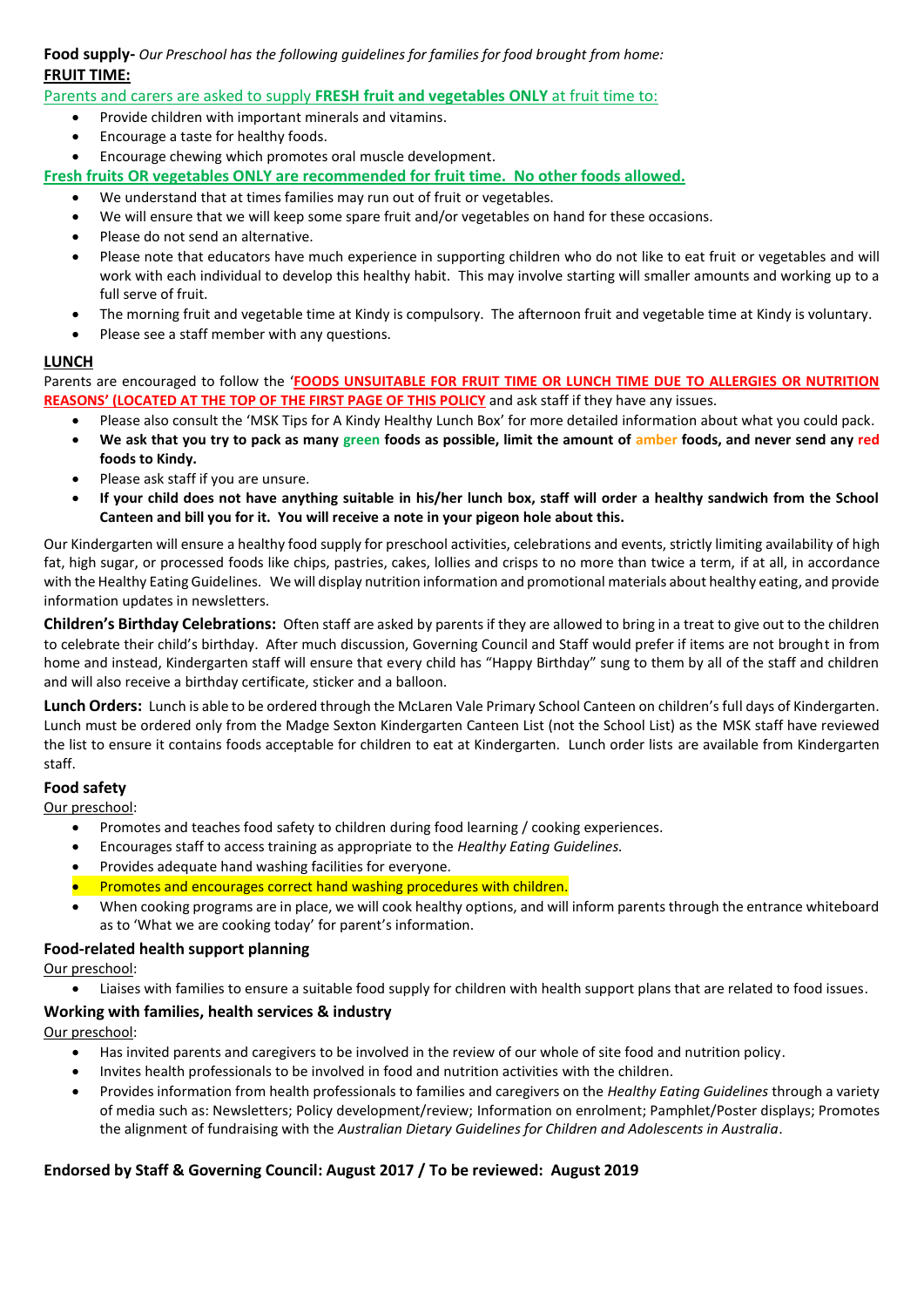**Food supply-** *Our Preschool has the following guidelines for families for food brought from home:*

**FRUIT TIME:**

Parents and carers are asked to supply **FRESH fruit and vegetables ONLY** at fruit time to:

- Provide children with important minerals and vitamins.
- Encourage a taste for healthy foods.
- Encourage chewing which promotes oral muscle development.

**Fresh fruits OR vegetables ONLY are recommended for fruit time. No other foods allowed.**

- We understand that at times families may run out of fruit or vegetables.
- We will ensure that we will keep some spare fruit and/or vegetables on hand for these occasions.
- Please do not send an alternative.
- Please note that educators have much experience in supporting children who do not like to eat fruit or vegetables and will work with each individual to develop this healthy habit. This may involve starting will smaller amounts and working up to a full serve of fruit.
- The morning fruit and vegetable time at Kindy is compulsory. The afternoon fruit and vegetable time at Kindy is voluntary.
- Please see a staff member with any questions.

**LUNCH**

Parents are encouraged to follow the '**FOODS UNSUITABLE FOR FRUIT TIME OR LUNCH TIME DUE TO ALLERGIES OR NUTRITION REASONS' (LOCATED AT THE TOP OF THE FIRST PAGE OF THIS POLICY** and ask staff if they have any issues.

- Please also consult the 'MSK Tips for A Kindy Healthy Lunch Box' for more detailed information about what you could pack.
- **We ask that you try to pack as many green foods as possible, limit the amount of amber foods, and never send any red foods to Kindy.**
- Please ask staff if you are unsure.
- **If your child does not have anything suitable in his/her lunch box, staff will order a healthy sandwich from the School Canteen and bill you for it. You will receive a note in your pigeon hole about this.**

Our Kindergarten will ensure a healthy food supply for preschool activities, celebrations and events, strictly limiting availability of high fat, high sugar, or processed foods like chips, pastries, cakes, lollies and crisps to no more than twice a term, if at all, in accordance with the Healthy Eating Guidelines. We will display nutrition information and promotional materials about healthy eating, and provide information updates in newsletters.

**Children's Birthday Celebrations:** Often staff are asked by parents if they are allowed to bring in a treat to give out to the children to celebrate their child's birthday. After much discussion, Governing Council and Staff would prefer if items are not brought in from home and instead, Kindergarten staff will ensure that every child has "Happy Birthday" sung to them by all of the staff and children and will also receive a birthday certificate, sticker and a balloon.

**Lunch Orders:** Lunch is able to be ordered through the McLaren Vale Primary School Canteen on children's full days of Kindergarten. Lunch must be ordered only from the Madge Sexton Kindergarten Canteen List (not the School List) as the MSK staff have reviewed the list to ensure it contains foods acceptable for children to eat at Kindergarten. Lunch order lists are available from Kindergarten staff.

### Food safety

Our preschool:

- Promotes and teaches food safety to children during food learning / cooking experiences.
- Encourages staff to access training as appropriate to the *Healthy Eating Guidelines.*
- Provides adequate hand washing facilities for everyone.
- Promotes and encourages correct hand washing procedures with children.
- When cooking programs are in place, we will cook healthy options, and will inform parents through the entrance whiteboard as to 'What we are cooking today' for parent's information.

### Food-related health support planning

Our preschool:

- Liaises with families to ensure a suitable food supply for children with health support plans that are related to food issues.

### Working with families, health services & industry

Our preschool:

- Has invited parents and caregivers to be involved in the review of our whole of site food and nutrition policy.
- Invites health professionals to be involved in food and nutrition activities with the children.
- Provides information from health professionals to families and caregivers on the *Healthy Eating Guidelines* through a variety of media such as: Newsletters; Policy development/review; Information on enrolment; Pamphlet/Poster displays; Promotes the alignment of fundraising with the *Australian Dietary Guidelines for Children and Adolescents in Australia*.

**Endorsed by Staff & Governing Council: August 2017 / To be reviewed: August 2019**